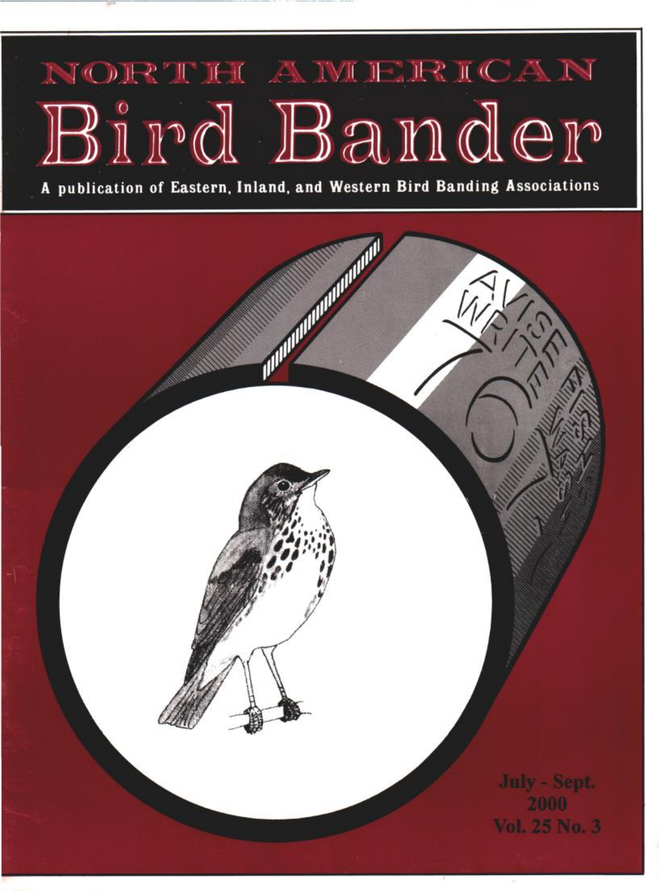# NORTH AMERICAN

# Bird Bander

**A publication of Eastern, Inland, and Western Bird Banding Associations**

**July - Sept.**
**2000**
**Vol. 25 No. 3**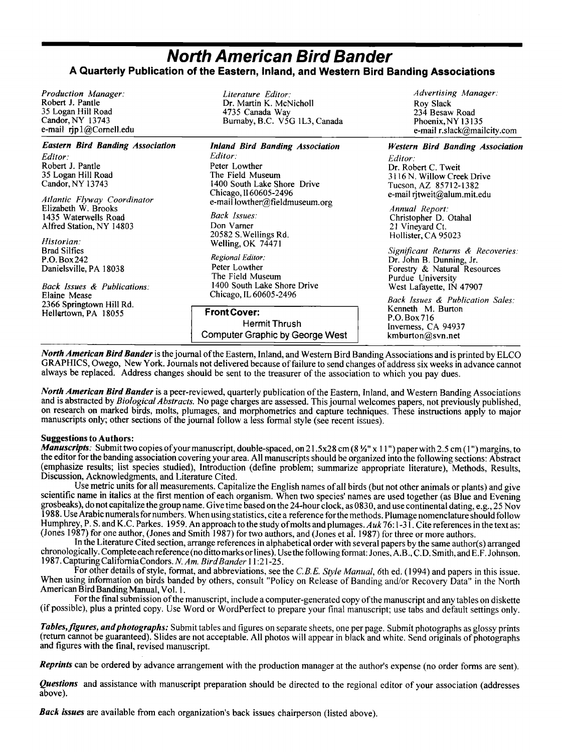# North American Bird Bander

## A Quarterly Publication of the Eastern, Inland, and Western Bird Banding Associations

*Production Manager:*
Robert J. Pantle
35 Logan Hill Road
Candor, NY 13743
e-mail rjp1@Cornell.edu

*Literature Editor:*
Dr. Martin K. McNicholl
4735 Canada Way
Burnaby, B.C. V5G 1L3, Canada

*Advertising Manager:*
Roy Slack
234 Besaw Road
Phoenix, NY 13135
e-mail r.slack@mailcity.com

***Eastern Bird Banding Association***

*Editor:*
Robert J. Pantle
35 Logan Hill Road
Candor, NY 13743

*Atlantic Flyway Coordinator*
Elizabeth W. Brooks
1435 Waterwells Road
Alfred Station, NY 14803

*Historian:*
Brad Silfies
P.O. Box 242
Danielsville, PA 18038

*Back Issues & Publications:*
Elaine Mease
2366 Springtown Hill Rd.
Hellertown, PA 18055

***Inland Bird Banding Association***

*Editor:*
Peter Lowther
The Field Museum
1400 South Lake Shore Drive
Chicago, Il 60605-2496
e-mail lowther@fieldmuseum.org

*Back Issues:*
Don Varner
20582 S. Wellings Rd.
Welling, OK 74471

*Regional Editor:*
Peter Lowther
The Field Museum
1400 South Lake Shore Drive
Chicago, IL 60605-2496

***Western Bird Banding Association***

*Editor:*
Dr. Robert C. Tweit
3116 N. Willow Creek Drive
Tucson, AZ 85712-1382
e-mail rjtweit@alum.mit.edu

*Annual Report:*
Christopher D. Otahal
21 Vineyard Ct.
Hollister, CA 95023

*Significant Returns & Recoveries:*
Dr. John B. Dunning, Jr.
Forestry & Natural Resources
Purdue University
West Lafayette, IN 47907

*Back Issues & Publication Sales:*
Kenneth M. Burton
P.O. Box 716
Inverness, CA 94937
kmburton@svn.net

**Front Cover:**
Hermit Thrush
Computer Graphic by George West

***North American Bird Bander*** is the journal of the Eastern, Inland, and Western Bird Banding Associations and is printed by ELCO GRAPHICS, Owego, New York. Journals not delivered because of failure to send changes of address six weeks in advance cannot always be replaced. Address changes should be sent to the treasurer of the association to which you pay dues.

***North American Bird Bander*** is a peer-reviewed, quarterly publication of the Eastern, Inland, and Western Banding Associations and is abstracted by *Biological Abstracts*. No page charges are assessed. This journal welcomes papers, not previously published, on research on marked birds, molts, plumages, and morphometrics and capture techniques. These instructions apply to major manuscripts only; other sections of the journal follow a less formal style (see recent issues).

**Suggestions to Authors:**

***Manuscripts:*** Submit two copies of your manuscript, double-spaced, on 21.5x28 cm (8 ½" x 11") paper with 2.5 cm (1") margins, to the editor for the banding association covering your area. All manuscripts should be organized into the following sections: Abstract (emphasize results; list species studied), Introduction (define problem; summarize appropriate literature), Methods, Results, Discussion, Acknowledgments, and Literature Cited.

Use metric units for all measurements. Capitalize the English names of all birds (but not other animals or plants) and give scientific name in italics at the first mention of each organism. When two species' names are used together (as Blue and Evening grosbeaks), do not capitalize the group name. Give time based on the 24-hour clock, as 0830, and use continental dating, e.g., 25 Nov 1988. Use Arabic numerals for numbers. When using statistics, cite a reference for the methods. Plumage nomenclature should follow Humphrey, P. S. and K.C. Parkes. 1959. An approach to the study of molts and plumages. *Auk* 76:1-31. Cite references in the text as: (Jones 1987) for one author, (Jones and Smith 1987) for two authors, and (Jones et al. 1987) for three or more authors.

In the Literature Cited section, arrange references in alphabetical order with several papers by the same author(s) arranged chronologically. Complete each reference (no ditto marks or lines). Use the following format: Jones, A.B., C.D. Smith, and E.F. Johnson. 1987. Capturing California Condors. *N. Am. Bird Bander* 11:21-25.

For other details of style, format, and abbreviations, see the *C.B.E. Style Manual*, 6th ed. (1994) and papers in this issue. When using information on birds banded by others, consult "Policy on Release of Banding and/or Recovery Data" in the North American Bird Banding Manual, Vol. 1.

For the final submission of the manuscript, include a computer-generated copy of the manuscript and any tables on diskette (if possible), plus a printed copy. Use Word or WordPerfect to prepare your final manuscript; use tabs and default settings only.

***Tables, figures, and photographs:*** Submit tables and figures on separate sheets, one per page. Submit photographs as glossy prints (return cannot be guaranteed). Slides are not acceptable. All photos will appear in black and white. Send originals of photographs and figures with the final, revised manuscript.

***Reprints*** can be ordered by advance arrangement with the production manager at the author's expense (no order forms are sent).

***Questions*** and assistance with manuscript preparation should be directed to the regional editor of your association (addresses above).

***Back issues*** are available from each organization's back issues chairperson (listed above).